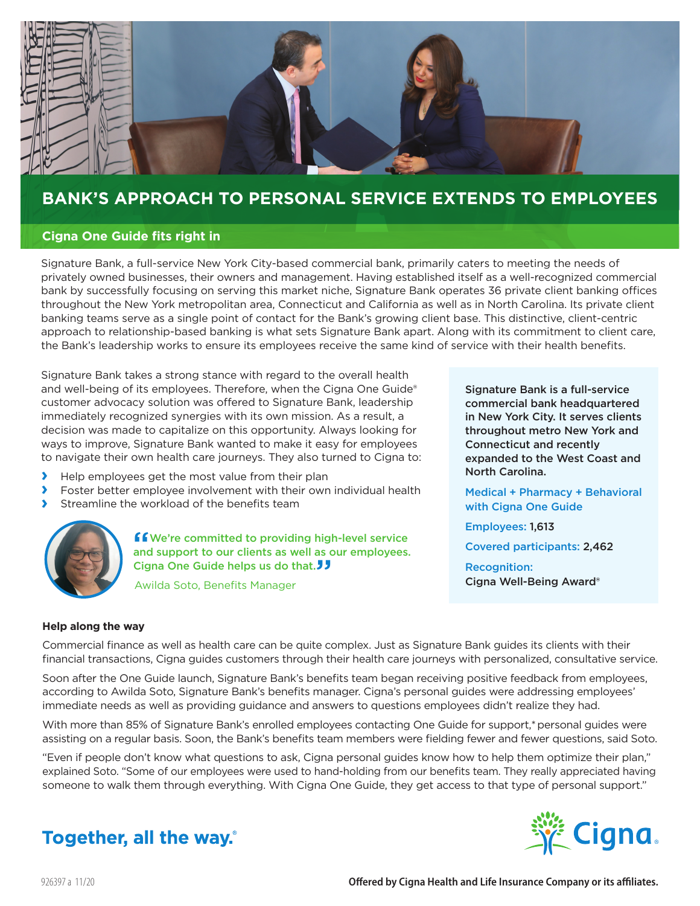# BANK'S APPROACH TO PERSONAL SERVICE EXTENDS TO EMPLOYEES

## Cigna One Guide fits right in

Signature Bank, a full-service New York City-based commercial bank, primarily caters to meeting the needs of privately owned businesses, their owners and management. Having established itself as a well-recognized commercial bank by successfully focusing on serving this market niche, Signature Bank operates 36 private client banking offices throughout the New York metropolitan area, Connecticut and California as well as in North Carolina. Its private client banking teams serve as a single point of contact for the Bank's growing client base. This distinctive, client-centric approach to relationship-based banking is what sets Signature Bank apart. Along with its commitment to client care, the Bank's leadership works to ensure its employees receive the same kind of service with their health benefits.

Signature Bank takes a strong stance with regard to the overall health and well-being of its employees. Therefore, when the Cigna One Guide® customer advocacy solution was offered to Signature Bank, leadership immediately recognized synergies with its own mission. As a result, a decision was made to capitalize on this opportunity. Always looking for ways to improve, Signature Bank wanted to make it easy for employees to navigate their own health care journeys. They also turned to Cigna to:

- Help employees get the most value from their plan
- Foster better employee involvement with their own individual health
- Streamline the workload of the benefits team

> "We're committed to providing high-level service and support to our clients as well as our employees. Cigna One Guide helps us do that."
>
> Awilda Soto, Benefits Manager

**Signature Bank is a full-service commercial bank headquartered in New York City. It serves clients throughout metro New York and Connecticut and recently expanded to the West Coast and North Carolina.**

**Medical + Pharmacy + Behavioral with Cigna One Guide**

**Employees:** 1,613

**Covered participants:** 2,462

**Recognition:** Cigna Well-Being Award®

### Help along the way

Commercial finance as well as health care can be quite complex. Just as Signature Bank guides its clients with their financial transactions, Cigna guides customers through their health care journeys with personalized, consultative service.

Soon after the One Guide launch, Signature Bank's benefits team began receiving positive feedback from employees, according to Awilda Soto, Signature Bank's benefits manager. Cigna's personal guides were addressing employees' immediate needs as well as providing guidance and answers to questions employees didn't realize they had.

With more than 85% of Signature Bank's enrolled employees contacting One Guide for support,* personal guides were assisting on a regular basis. Soon, the Bank's benefits team members were fielding fewer and fewer questions, said Soto.

"Even if people don't know what questions to ask, Cigna personal guides know how to help them optimize their plan," explained Soto. "Some of our employees were used to hand-holding from our benefits team. They really appreciated having someone to walk them through everything. With Cigna One Guide, they get access to that type of personal support."

**Together, all the way.®**

Cigna.

926397 a 11/20

**Offered by Cigna Health and Life Insurance Company or its affiliates.**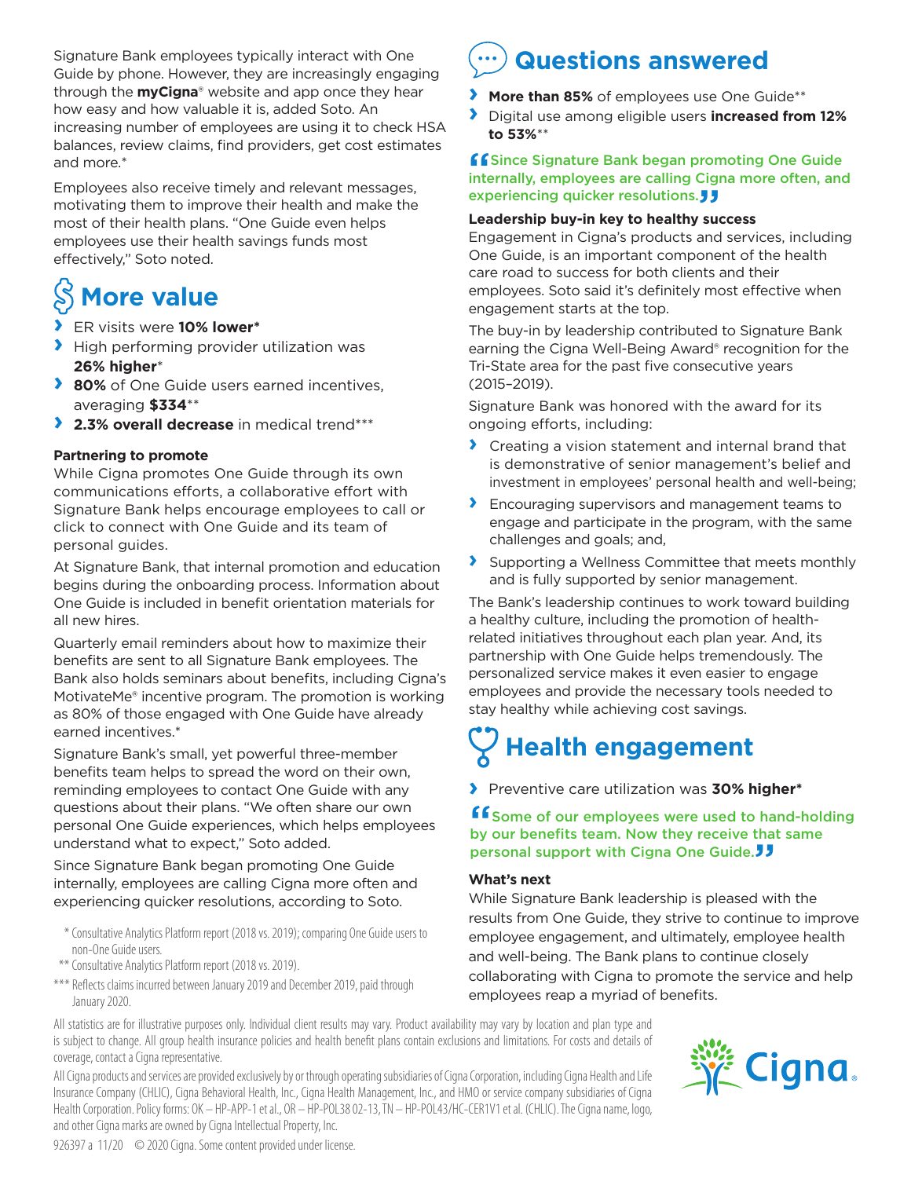Signature Bank employees typically interact with One Guide by phone. However, they are increasingly engaging through the **myCigna**® website and app once they hear how easy and how valuable it is, added Soto. An increasing number of employees are using it to check HSA balances, review claims, find providers, get cost estimates and more.*

Employees also receive timely and relevant messages, motivating them to improve their health and make the most of their health plans. "One Guide even helps employees use their health savings funds most effectively," Soto noted.

## More value

- ER visits were **10% lower***
- High performing provider utilization was **26% higher***
- **80%** of One Guide users earned incentives, averaging **$334****
- **2.3% overall decrease** in medical trend***

### Partnering to promote

While Cigna promotes One Guide through its own communications efforts, a collaborative effort with Signature Bank helps encourage employees to call or click to connect with One Guide and its team of personal guides.

At Signature Bank, that internal promotion and education begins during the onboarding process. Information about One Guide is included in benefit orientation materials for all new hires.

Quarterly email reminders about how to maximize their benefits are sent to all Signature Bank employees. The Bank also holds seminars about benefits, including Cigna's MotivateMe® incentive program. The promotion is working as 80% of those engaged with One Guide have already earned incentives.*

Signature Bank's small, yet powerful three-member benefits team helps to spread the word on their own, reminding employees to contact One Guide with any questions about their plans. "We often share our own personal One Guide experiences, which helps employees understand what to expect," Soto added.

Since Signature Bank began promoting One Guide internally, employees are calling Cigna more often and experiencing quicker resolutions, according to Soto.

\* Consultative Analytics Platform report (2018 vs. 2019); comparing One Guide users to non-One Guide users.

\** Consultative Analytics Platform report (2018 vs. 2019).

\*** Reflects claims incurred between January 2019 and December 2019, paid through January 2020.

## Questions answered

- **More than 85%** of employees use One Guide**
- Digital use among eligible users **increased from 12% to 53%****

> "Since Signature Bank began promoting One Guide internally, employees are calling Cigna more often, and experiencing quicker resolutions."

### Leadership buy-in key to healthy success

Engagement in Cigna's products and services, including One Guide, is an important component of the health care road to success for both clients and their employees. Soto said it's definitely most effective when engagement starts at the top.

The buy-in by leadership contributed to Signature Bank earning the Cigna Well-Being Award® recognition for the Tri-State area for the past five consecutive years (2015–2019).

Signature Bank was honored with the award for its ongoing efforts, including:

- Creating a vision statement and internal brand that is demonstrative of senior management's belief and investment in employees' personal health and well-being;
- Encouraging supervisors and management teams to engage and participate in the program, with the same challenges and goals; and,
- Supporting a Wellness Committee that meets monthly and is fully supported by senior management.

The Bank's leadership continues to work toward building a healthy culture, including the promotion of health-related initiatives throughout each plan year. And, its partnership with One Guide helps tremendously. The personalized service makes it even easier to engage employees and provide the necessary tools needed to stay healthy while achieving cost savings.

## Health engagement

- Preventive care utilization was **30% higher***

> "Some of our employees were used to hand-holding by our benefits team. Now they receive that same personal support with Cigna One Guide."

### What's next

While Signature Bank leadership is pleased with the results from One Guide, they strive to continue to improve employee engagement, and ultimately, employee health and well-being. The Bank plans to continue closely collaborating with Cigna to promote the service and help employees reap a myriad of benefits.

All statistics are for illustrative purposes only. Individual client results may vary. Product availability may vary by location and plan type and is subject to change. All group health insurance policies and health benefit plans contain exclusions and limitations. For costs and details of coverage, contact a Cigna representative.

All Cigna products and services are provided exclusively by or through operating subsidiaries of Cigna Corporation, including Cigna Health and Life Insurance Company (CHLIC), Cigna Behavioral Health, Inc., Cigna Health Management, Inc., and HMO or service company subsidiaries of Cigna Health Corporation. Policy forms: OK – HP-APP-1 et al., OR – HP-POL38 02-13, TN – HP-POL43/HC-CER1V1 et al. (CHLIC). The Cigna name, logo, and other Cigna marks are owned by Cigna Intellectual Property, Inc.

926397 a 11/20 © 2020 Cigna. Some content provided under license.

Cigna.